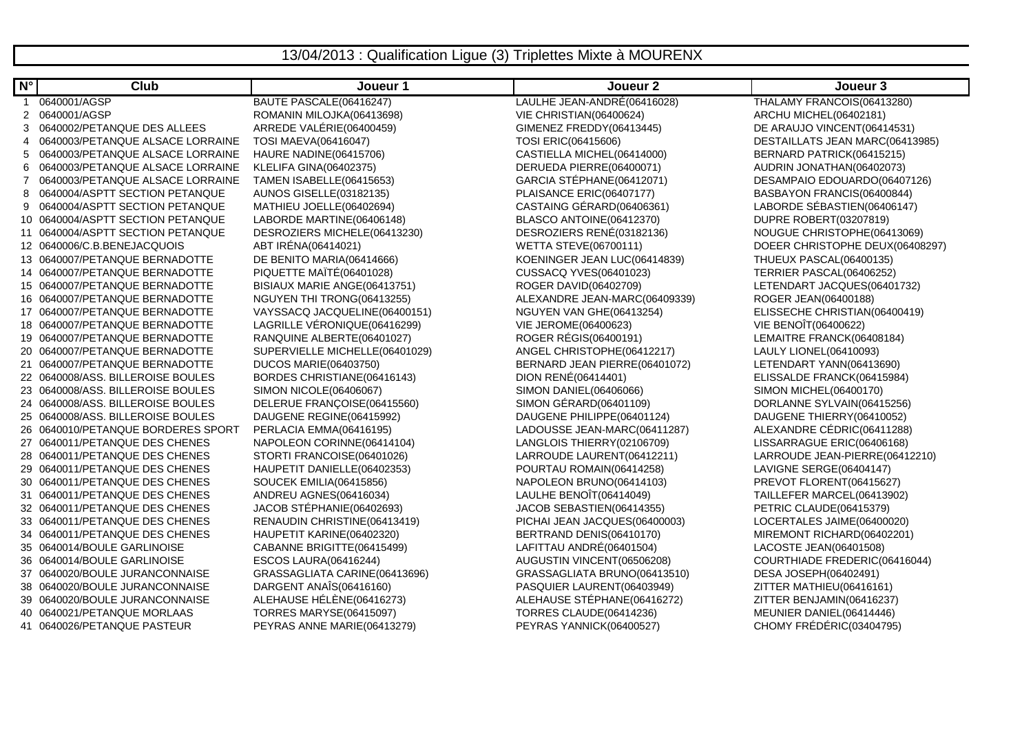# 13/04/2013 : Qualification Ligue (3) Triplettes Mixte à MOURENX

| N° | Club | Joueur 1 | Joueur 2 | Joueur 3 |
|---|---|---|---|---|
| 1 | 0640001/AGSP | BAUTE PASCALE(06416247) | LAULHE JEAN-ANDRÉ(06416028) | THALAMY FRANCOIS(06413280) |
| 2 | 0640001/AGSP | ROMANIN MILOJKA(06413698) | VIE CHRISTIAN(06400624) | ARCHU MICHEL(06402181) |
| 3 | 0640002/PETANQUE DES ALLEES | ARREDE VALÉRIE(06400459) | GIMENEZ FREDDY(06413445) | DE ARAUJO VINCENT(06414531) |
| 4 | 0640003/PETANQUE ALSACE LORRAINE | TOSI MAEVA(06416047) | TOSI ERIC(06415606) | DESTAILLATS JEAN MARC(06413985) |
| 5 | 0640003/PETANQUE ALSACE LORRAINE | HAURE NADINE(06415706) | CASTIELLA MICHEL(06414000) | BERNARD PATRICK(06415215) |
| 6 | 0640003/PETANQUE ALSACE LORRAINE | KLELIFA GINA(06402375) | DERUEDA PIERRE(06400071) | AUDRIN JONATHAN(06402073) |
| 7 | 0640003/PETANQUE ALSACE LORRAINE | TAMEN ISABELLE(06415653) | GARCIA STÉPHANE(06412071) | DESAMPAIO EDOUARDO(06407126) |
| 8 | 0640004/ASPTT SECTION PETANQUE | AUNOS GISELLE(03182135) | PLAISANCE ERIC(06407177) | BASBAYON FRANCIS(06400844) |
| 9 | 0640004/ASPTT SECTION PETANQUE | MATHIEU JOELLE(06402694) | CASTAING GÉRARD(06406361) | LABORDE SÉBASTIEN(06406147) |
| 10 | 0640004/ASPTT SECTION PETANQUE | LABORDE MARTINE(06406148) | BLASCO ANTOINE(06412370) | DUPRE ROBERT(03207819) |
| 11 | 0640004/ASPTT SECTION PETANQUE | DESROZIERS MICHELE(06413230) | DESROZIERS RENÉ(03182136) | NOUGUE CHRISTOPHE(06413069) |
| 12 | 0640006/C.B.BENEJACQUOIS | ABT IRÉNA(06414021) | WETTA STEVE(06700111) | DOEER CHRISTOPHE DEUX(06408297) |
| 13 | 0640007/PETANQUE BERNADOTTE | DE BENITO MARIA(06414666) | KOENINGER JEAN LUC(06414839) | THUEUX PASCAL(06400135) |
| 14 | 0640007/PETANQUE BERNADOTTE | PIQUETTE MAÏTÉ(06401028) | CUSSACQ YVES(06401023) | TERRIER PASCAL(06406252) |
| 15 | 0640007/PETANQUE BERNADOTTE | BISIAUX MARIE ANGE(06413751) | ROGER DAVID(06402709) | LETENDART JACQUES(06401732) |
| 16 | 0640007/PETANQUE BERNADOTTE | NGUYEN THI TRONG(06413255) | ALEXANDRE JEAN-MARC(06409339) | ROGER JEAN(06400188) |
| 17 | 0640007/PETANQUE BERNADOTTE | VAYSSACQ JACQUELINE(06400151) | NGUYEN VAN GHE(06413254) | ELISSECHE CHRISTIAN(06400419) |
| 18 | 0640007/PETANQUE BERNADOTTE | LAGRILLE VÉRONIQUE(06416299) | VIE JEROME(06400623) | VIE BENOÎT(06400622) |
| 19 | 0640007/PETANQUE BERNADOTTE | RANQUINE ALBERTE(06401027) | ROGER RÉGIS(06400191) | LEMAITRE FRANCK(06408184) |
| 20 | 0640007/PETANQUE BERNADOTTE | SUPERVIELLE MICHELLE(06401029) | ANGEL CHRISTOPHE(06412217) | LAULY LIONEL(06410093) |
| 21 | 0640007/PETANQUE BERNADOTTE | DUCOS MARIE(06403750) | BERNARD JEAN PIERRE(06401072) | LETENDART YANN(06413690) |
| 22 | 0640008/ASS. BILLEROISE BOULES | BORDES CHRISTIANE(06416143) | DION RENÉ(06414401) | ELISSALDE FRANCK(06415984) |
| 23 | 0640008/ASS. BILLEROISE BOULES | SIMON NICOLE(06406067) | SIMON DANIEL(06406066) | SIMON MICHEL(06400170) |
| 24 | 0640008/ASS. BILLEROISE BOULES | DELERUE FRANÇOISE(06415560) | SIMON GÉRARD(06401109) | DORLANNE SYLVAIN(06415256) |
| 25 | 0640008/ASS. BILLEROISE BOULES | DAUGENE REGINE(06415992) | DAUGENE PHILIPPE(06401124) | DAUGENE THIERRY(06410052) |
| 26 | 0640010/PETANQUE BORDERES SPORT | PERLACIA EMMA(06416195) | LADOUSSE JEAN-MARC(06411287) | ALEXANDRE CÉDRIC(06411288) |
| 27 | 0640011/PETANQUE DES CHENES | NAPOLEON CORINNE(06414104) | LANGLOIS THIERRY(02106709) | LISSARRAGUE ERIC(06406168) |
| 28 | 0640011/PETANQUE DES CHENES | STORTI FRANCOISE(06401026) | LARROUDE LAURENT(06412211) | LARROUDE JEAN-PIERRE(06412210) |
| 29 | 0640011/PETANQUE DES CHENES | HAUPETIT DANIELLE(06402353) | POURTAU ROMAIN(06414258) | LAVIGNE SERGE(06404147) |
| 30 | 0640011/PETANQUE DES CHENES | SOUCEK EMILIA(06415856) | NAPOLEON BRUNO(06414103) | PREVOT FLORENT(06415627) |
| 31 | 0640011/PETANQUE DES CHENES | ANDREU AGNES(06416034) | LAULHE BENOÎT(06414049) | TAILLEFER MARCEL(06413902) |
| 32 | 0640011/PETANQUE DES CHENES | JACOB STÉPHANIE(06402693) | JACOB SEBASTIEN(06414355) | PETRIC CLAUDE(06415379) |
| 33 | 0640011/PETANQUE DES CHENES | RENAUDIN CHRISTINE(06413419) | PICHAI JEAN JACQUES(06400003) | LOCERTALES JAIME(06400020) |
| 34 | 0640011/PETANQUE DES CHENES | HAUPETIT KARINE(06402320) | BERTRAND DENIS(06410170) | MIREMONT RICHARD(06402201) |
| 35 | 0640014/BOULE GARLINOISE | CABANNE BRIGITTE(06415499) | LAFITTAU ANDRÉ(06401504) | LACOSTE JEAN(06401508) |
| 36 | 0640014/BOULE GARLINOISE | ESCOS LAURA(06416244) | AUGUSTIN VINCENT(06506208) | COURTHIADE FREDERIC(06416044) |
| 37 | 0640020/BOULE JURANCONNAISE | GRASSAGLIATA CARINE(06413696) | GRASSAGLIATA BRUNO(06413510) | DESA JOSEPH(06402491) |
| 38 | 0640020/BOULE JURANCONNAISE | DARGENT ANAÏS(06416160) | PASQUIER LAURENT(06403949) | ZITTER MATHIEU(06416161) |
| 39 | 0640020/BOULE JURANCONNAISE | ALEHAUSE HÉLÈNE(06416273) | ALEHAUSE STÉPHANE(06416272) | ZITTER BENJAMIN(06416237) |
| 40 | 0640021/PETANQUE MORLAAS | TORRES MARYSE(06415097) | TORRES CLAUDE(06414236) | MEUNIER DANIEL(06414446) |
| 41 | 0640026/PETANQUE PASTEUR | PEYRAS ANNE MARIE(06413279) | PEYRAS YANNICK(06400527) | CHOMY FRÉDÉRIC(03404795) |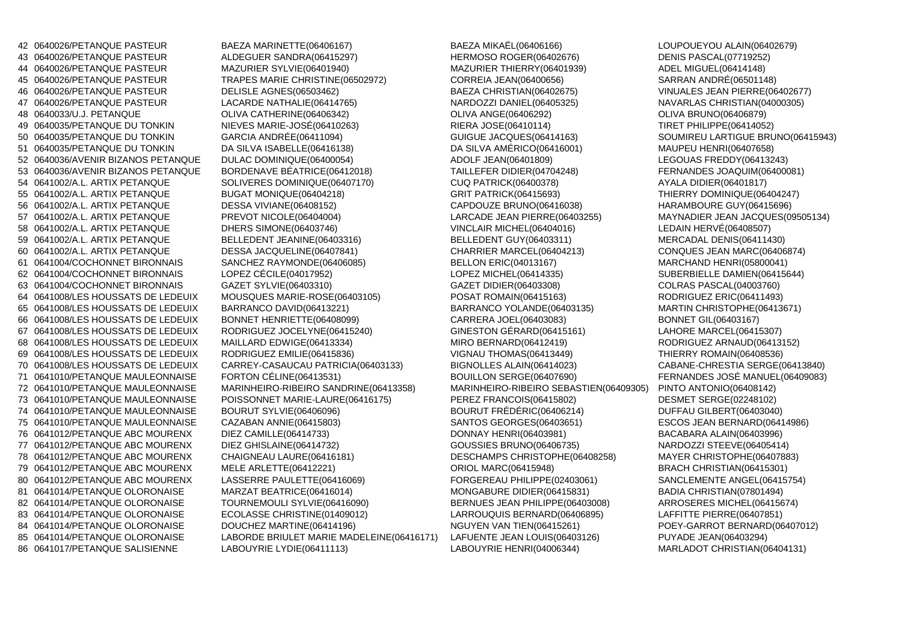| | | | | |
|---|---|---|---|---|
| 42 | 0640026/PETANQUE PASTEUR | BAEZA MARINETTE(06406167) | BAEZA MIKAËL(06406166) | LOUPOUEYOU ALAIN(06402679) |
| 43 | 0640026/PETANQUE PASTEUR | ALDEGUER SANDRA(06415297) | HERMOSO ROGER(06402676) | DENIS PASCAL(07719252) |
| 44 | 0640026/PETANQUE PASTEUR | MAZURIER SYLVIE(06401940) | MAZURIER THIERRY(06401939) | ADEL MIGUEL(06414148) |
| 45 | 0640026/PETANQUE PASTEUR | TRAPES MARIE CHRISTINE(06502972) | CORREIA JEAN(06400656) | SARRAN ANDRÉ(06501148) |
| 46 | 0640026/PETANQUE PASTEUR | DELISLE AGNES(06503462) | BAEZA CHRISTIAN(06402675) | VINUALES JEAN PIERRE(06402677) |
| 47 | 0640026/PETANQUE PASTEUR | LACARDE NATHALIE(06414765) | NARDOZZI DANIEL(06405325) | NAVARLAS CHRISTIAN(04000305) |
| 48 | 0640033/U.J. PETANQUE | OLIVA CATHERINE(06406342) | OLIVA ANGE(06406292) | OLIVA BRUNO(06406879) |
| 49 | 0640035/PETANQUE DU TONKIN | NIEVES MARIE-JOSÉ(06410263) | RIERA JOSE(06410114) | TIRET PHILIPPE(06414052) |
| 50 | 0640035/PETANQUE DU TONKIN | GARCIA ANDRÉE(06411094) | GUIGUE JACQUES(06414163) | SOUMIREU LARTIGUE BRUNO(06415943) |
| 51 | 0640035/PETANQUE DU TONKIN | DA SILVA ISABELLE(06416138) | DA SILVA AMÉRICO(06416001) | MAUPEU HENRI(06407658) |
| 52 | 0640036/AVENIR BIZANOS PETANQUE | DULAC DOMINIQUE(06400054) | ADOLF JEAN(06401809) | LEGOUAS FREDDY(06413243) |
| 53 | 0640036/AVENIR BIZANOS PETANQUE | BORDENAVE BÉATRICE(06412018) | TAILLEFER DIDIER(04704248) | FERNANDES JOAQUIM(06400081) |
| 54 | 0641002/A.L. ARTIX PETANQUE | SOLIVERES DOMINIQUE(06407170) | CUQ PATRICK(06400378) | AYALA DIDIER(06401817) |
| 55 | 0641002/A.L. ARTIX PETANQUE | BUGAT MONIQUE(06404218) | GRIT PATRICK(06415693) | THIERRY DOMINIQUE(06404247) |
| 56 | 0641002/A.L. ARTIX PETANQUE | DESSA VIVIANE(06408152) | CAPDOUZE BRUNO(06416038) | HARAMBOURE GUY(06415696) |
| 57 | 0641002/A.L. ARTIX PETANQUE | PREVOT NICOLE(06404004) | LARCADE JEAN PIERRE(06403255) | MAYNADIER JEAN JACQUES(09505134) |
| 58 | 0641002/A.L. ARTIX PETANQUE | DHERS SIMONE(06403746) | VINCLAIR MICHEL(06404016) | LEDAIN HERVÉ(06408507) |
| 59 | 0641002/A.L. ARTIX PETANQUE | BELLEDENT JEANINE(06403316) | BELLEDENT GUY(06403311) | MERCADAL DENIS(06411430) |
| 60 | 0641002/A.L. ARTIX PETANQUE | DESSA JACQUELINE(06407841) | CHARRIER MARCEL(06404213) | CONQUES JEAN MARC(06406874) |
| 61 | 0641004/COCHONNET BIRONNAIS | SANCHEZ RAYMONDE(06406085) | BELLON ERIC(04013167) | MARCHAND HENRI(05800041) |
| 62 | 0641004/COCHONNET BIRONNAIS | LOPEZ CÉCILE(04017952) | LOPEZ MICHEL(06414335) | SUBERBIELLE DAMIEN(06415644) |
| 63 | 0641004/COCHONNET BIRONNAIS | GAZET SYLVIE(06403310) | GAZET DIDIER(06403308) | COLRAS PASCAL(04003760) |
| 64 | 0641008/LES HOUSSATS DE LEDEUIX | MOUSQUES MARIE-ROSE(06403105) | POSAT ROMAIN(06415163) | RODRIGUEZ ERIC(06411493) |
| 65 | 0641008/LES HOUSSATS DE LEDEUIX | BARRANCO DAVID(06413221) | BARRANCO YOLANDE(06403135) | MARTIN CHRISTOPHE(06413671) |
| 66 | 0641008/LES HOUSSATS DE LEDEUIX | BONNET HENRIETTE(06408099) | CARRERA JOEL(06403083) | BONNET GIL(06403167) |
| 67 | 0641008/LES HOUSSATS DE LEDEUIX | RODRIGUEZ JOCELYNE(06415240) | GINESTON GÉRARD(06415161) | LAHORE MARCEL(06415307) |
| 68 | 0641008/LES HOUSSATS DE LEDEUIX | MAILLARD EDWIGE(06413334) | MIRO BERNARD(06412419) | RODRIGUEZ ARNAUD(06413152) |
| 69 | 0641008/LES HOUSSATS DE LEDEUIX | RODRIGUEZ EMILIE(06415836) | VIGNAU THOMAS(06413449) | THIERRY ROMAIN(06408536) |
| 70 | 0641008/LES HOUSSATS DE LEDEUIX | CARREY-CASAUCAU PATRICIA(06403133) | BIGNOLLES ALAIN(06414023) | CABANE-CHRESTIA SERGE(06413840) |
| 71 | 0641010/PETANQUE MAULEONNAISE | FORTON CÉLINE(06413531) | BOUILLON SERGE(06407690) | FERNANDES JOSÉ MANUEL(06409083) |
| 72 | 0641010/PETANQUE MAULEONNAISE | MARINHEIRO-RIBEIRO SANDRINE(06413358) | MARINHEIRO-RIBEIRO SEBASTIEN(06409305) | PINTO ANTONIO(06408142) |
| 73 | 0641010/PETANQUE MAULEONNAISE | POISSONNET MARIE-LAURE(06416175) | PEREZ FRANCOIS(06415802) | DESMET SERGE(02248102) |
| 74 | 0641010/PETANQUE MAULEONNAISE | BOURUT SYLVIE(06406096) | BOURUT FRÉDÉRIC(06406214) | DUFFAU GILBERT(06403040) |
| 75 | 0641010/PETANQUE MAULEONNAISE | CAZABAN ANNIE(06415803) | SANTOS GEORGES(06403651) | ESCOS JEAN BERNARD(06414986) |
| 76 | 0641012/PETANQUE ABC MOURENX | DIEZ CAMILLE(06414733) | DONNAY HENRI(06403981) | BACABARA ALAIN(06403996) |
| 77 | 0641012/PETANQUE ABC MOURENX | DIEZ GHISLAINE(06414732) | GOUSSIES BRUNO(06406735) | NARDOZZI STEEVE(06405414) |
| 78 | 0641012/PETANQUE ABC MOURENX | CHAIGNEAU LAURE(06416181) | DESCHAMPS CHRISTOPHE(06408258) | MAYER CHRISTOPHE(06407883) |
| 79 | 0641012/PETANQUE ABC MOURENX | MELE ARLETTE(06412221) | ORIOL MARC(06415948) | BRACH CHRISTIAN(06415301) |
| 80 | 0641012/PETANQUE ABC MOURENX | LASSERRE PAULETTE(06416069) | FORGEREAU PHILIPPE(02403061) | SANCLEMENTE ANGEL(06415754) |
| 81 | 0641014/PETANQUE OLORONAISE | MARZAT BEATRICE(06416014) | MONGABURE DIDIER(06415831) | BADIA CHRISTIAN(07801494) |
| 82 | 0641014/PETANQUE OLORONAISE | TOURNEMOULI SYLVIE(06416090) | BERNUES JEAN PHILIPPE(06403008) | ARROSERES MICHEL(06415674) |
| 83 | 0641014/PETANQUE OLORONAISE | ECOLASSE CHRISTINE(01409012) | LARROUQUIS BERNARD(06406895) | LAFFITTE PIERRE(06407851) |
| 84 | 0641014/PETANQUE OLORONAISE | DOUCHEZ MARTINE(06414196) | NGUYEN VAN TIEN(06415261) | POEY-GARROT BERNARD(06407012) |
| 85 | 0641014/PETANQUE OLORONAISE | LABORDE BRIULET MARIE MADELEINE(06416171) | LAFUENTE JEAN LOUIS(06403126) | PUYADE JEAN(06403294) |
| 86 | 0641017/PETANQUE SALISIENNE | LABOUYRIE LYDIE(06411113) | LABOUYRIE HENRI(04006344) | MARLADOT CHRISTIAN(06404131) |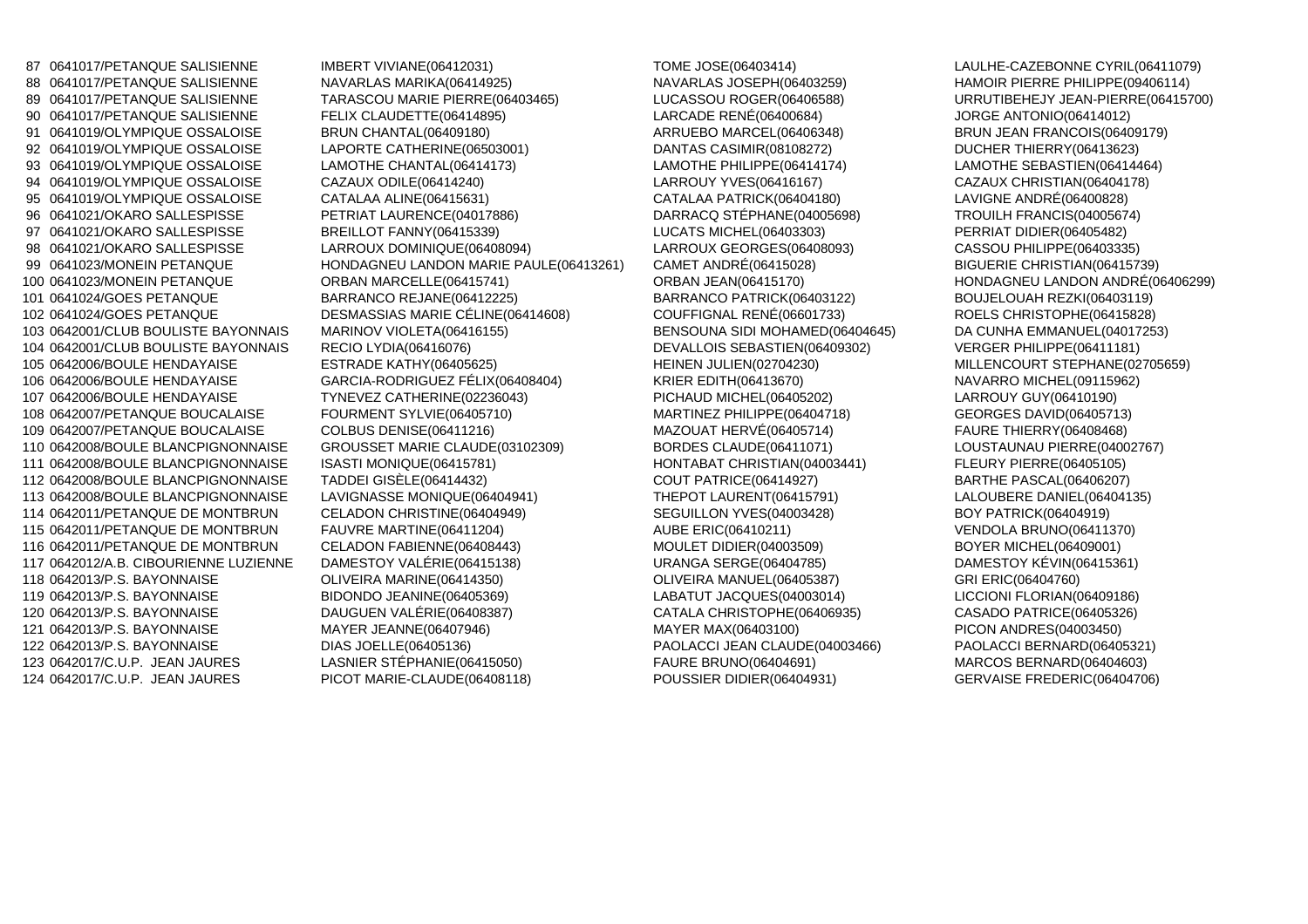| | | | | |
|---|---|---|---|---|
| 87 | 0641017/PETANQUE SALISIENNE | IMBERT VIVIANE(06412031) | TOME JOSE(06403414) | LAULHE-CAZEBONNE CYRIL(06411079) |
| 88 | 0641017/PETANQUE SALISIENNE | NAVARLAS MARIKA(06414925) | NAVARLAS JOSEPH(06403259) | HAMOIR PIERRE PHILIPPE(09406114) |
| 89 | 0641017/PETANQUE SALISIENNE | TARASCOU MARIE PIERRE(06403465) | LUCASSOU ROGER(06406588) | URRUTIBEHEJY JEAN-PIERRE(06415700) |
| 90 | 0641017/PETANQUE SALISIENNE | FELIX CLAUDETTE(06414895) | LARCADE RENÉ(06400684) | JORGE ANTONIO(06414012) |
| 91 | 0641019/OLYMPIQUE OSSALOISE | BRUN CHANTAL(06409180) | ARRUEBO MARCEL(06406348) | BRUN JEAN FRANCOIS(06409179) |
| 92 | 0641019/OLYMPIQUE OSSALOISE | LAPORTE CATHERINE(06503001) | DANTAS CASIMIR(08108272) | DUCHER THIERRY(06413623) |
| 93 | 0641019/OLYMPIQUE OSSALOISE | LAMOTHE CHANTAL(06414173) | LAMOTHE PHILIPPE(06414174) | LAMOTHE SEBASTIEN(06414464) |
| 94 | 0641019/OLYMPIQUE OSSALOISE | CAZAUX ODILE(06414240) | LARROUY YVES(06416167) | CAZAUX CHRISTIAN(06404178) |
| 95 | 0641019/OLYMPIQUE OSSALOISE | CATALAA ALINE(06415631) | CATALAA PATRICK(06404180) | LAVIGNE ANDRÉ(06400828) |
| 96 | 0641021/OKARO SALLESPISSE | PETRIAT LAURENCE(04017886) | DARRACQ STÉPHANE(04005698) | TROUILH FRANCIS(04005674) |
| 97 | 0641021/OKARO SALLESPISSE | BREILLOT FANNY(06415339) | LUCATS MICHEL(06403303) | PERRIAT DIDIER(06405482) |
| 98 | 0641021/OKARO SALLESPISSE | LARROUX DOMINIQUE(06408094) | LARROUX GEORGES(06408093) | CASSOU PHILIPPE(06403335) |
| 99 | 0641023/MONEIN PETANQUE | HONDAGNEU LANDON MARIE PAULE(06413261) | CAMET ANDRÉ(06415028) | BIGUERIE CHRISTIAN(06415739) |
| 100 | 0641023/MONEIN PETANQUE | ORBAN MARCELLE(06415741) | ORBAN JEAN(06415170) | HONDAGNEU LANDON ANDRÉ(06406299) |
| 101 | 0641024/GOES PETANQUE | BARRANCO REJANE(06412225) | BARRANCO PATRICK(06403122) | BOUJELOUAH REZKI(06403119) |
| 102 | 0641024/GOES PETANQUE | DESMASSIAS MARIE CÉLINE(06414608) | COUFFIGNAL RENÉ(06601733) | ROELS CHRISTOPHE(06415828) |
| 103 | 0642001/CLUB BOULISTE BAYONNAIS | MARINOV VIOLETA(06416155) | BENSOUNA SIDI MOHAMED(06404645) | DA CUNHA EMMANUEL(04017253) |
| 104 | 0642001/CLUB BOULISTE BAYONNAIS | RECIO LYDIA(06416076) | DEVALLOIS SEBASTIEN(06409302) | VERGER PHILIPPE(06411181) |
| 105 | 0642006/BOULE HENDAYAISE | ESTRADE KATHY(06405625) | HEINEN JULIEN(02704230) | MILLENCOURT STEPHANE(02705659) |
| 106 | 0642006/BOULE HENDAYAISE | GARCIA-RODRIGUEZ FÉLIX(06408404) | KRIER EDITH(06413670) | NAVARRO MICHEL(09115962) |
| 107 | 0642006/BOULE HENDAYAISE | TYNEVEZ CATHERINE(02236043) | PICHAUD MICHEL(06405202) | LARROUY GUY(06410190) |
| 108 | 0642007/PETANQUE BOUCALAISE | FOURMENT SYLVIE(06405710) | MARTINEZ PHILIPPE(06404718) | GEORGES DAVID(06405713) |
| 109 | 0642007/PETANQUE BOUCALAISE | COLBUS DENISE(06411216) | MAZOUAT HERVÉ(06405714) | FAURE THIERRY(06408468) |
| 110 | 0642008/BOULE BLANCPIGNONNAISE | GROUSSET MARIE CLAUDE(03102309) | BORDES CLAUDE(06411071) | LOUSTAUNAU PIERRE(04002767) |
| 111 | 0642008/BOULE BLANCPIGNONNAISE | ISASTI MONIQUE(06415781) | HONTABAT CHRISTIAN(04003441) | FLEURY PIERRE(06405105) |
| 112 | 0642008/BOULE BLANCPIGNONNAISE | TADDEI GISÈLE(06414432) | COUT PATRICE(06414927) | BARTHE PASCAL(06406207) |
| 113 | 0642008/BOULE BLANCPIGNONNAISE | LAVIGNASSE MONIQUE(06404941) | THEPOT LAURENT(06415791) | LALOUBERE DANIEL(06404135) |
| 114 | 0642011/PETANQUE DE MONTBRUN | CELADON CHRISTINE(06404949) | SEGUILLON YVES(04003428) | BOY PATRICK(06404919) |
| 115 | 0642011/PETANQUE DE MONTBRUN | FAUVRE MARTINE(06411204) | AUBE ERIC(06410211) | VENDOLA BRUNO(06411370) |
| 116 | 0642011/PETANQUE DE MONTBRUN | CELADON FABIENNE(06408443) | MOULET DIDIER(04003509) | BOYER MICHEL(06409001) |
| 117 | 0642012/A.B. CIBOURIENNE LUZIENNE | DAMESTOY VALÉRIE(06415138) | URANGA SERGE(06404785) | DAMESTOY KÉVIN(06415361) |
| 118 | 0642013/P.S. BAYONNAISE | OLIVEIRA MARINE(06414350) | OLIVEIRA MANUEL(06405387) | GRI ERIC(06404760) |
| 119 | 0642013/P.S. BAYONNAISE | BIDONDO JEANINE(06405369) | LABATUT JACQUES(04003014) | LICCIONI FLORIAN(06409186) |
| 120 | 0642013/P.S. BAYONNAISE | DAUGUEN VALÉRIE(06408387) | CATALA CHRISTOPHE(06406935) | CASADO PATRICE(06405326) |
| 121 | 0642013/P.S. BAYONNAISE | MAYER JEANNE(06407946) | MAYER MAX(06403100) | PICON ANDRES(04003450) |
| 122 | 0642013/P.S. BAYONNAISE | DIAS JOELLE(06405136) | PAOLACCI JEAN CLAUDE(04003466) | PAOLACCI BERNARD(06405321) |
| 123 | 0642017/C.U.P. JEAN JAURES | LASNIER STÉPHANIE(06415050) | FAURE BRUNO(06404691) | MARCOS BERNARD(06404603) |
| 124 | 0642017/C.U.P. JEAN JAURES | PICOT MARIE-CLAUDE(06408118) | POUSSIER DIDIER(06404931) | GERVAISE FREDERIC(06404706) |